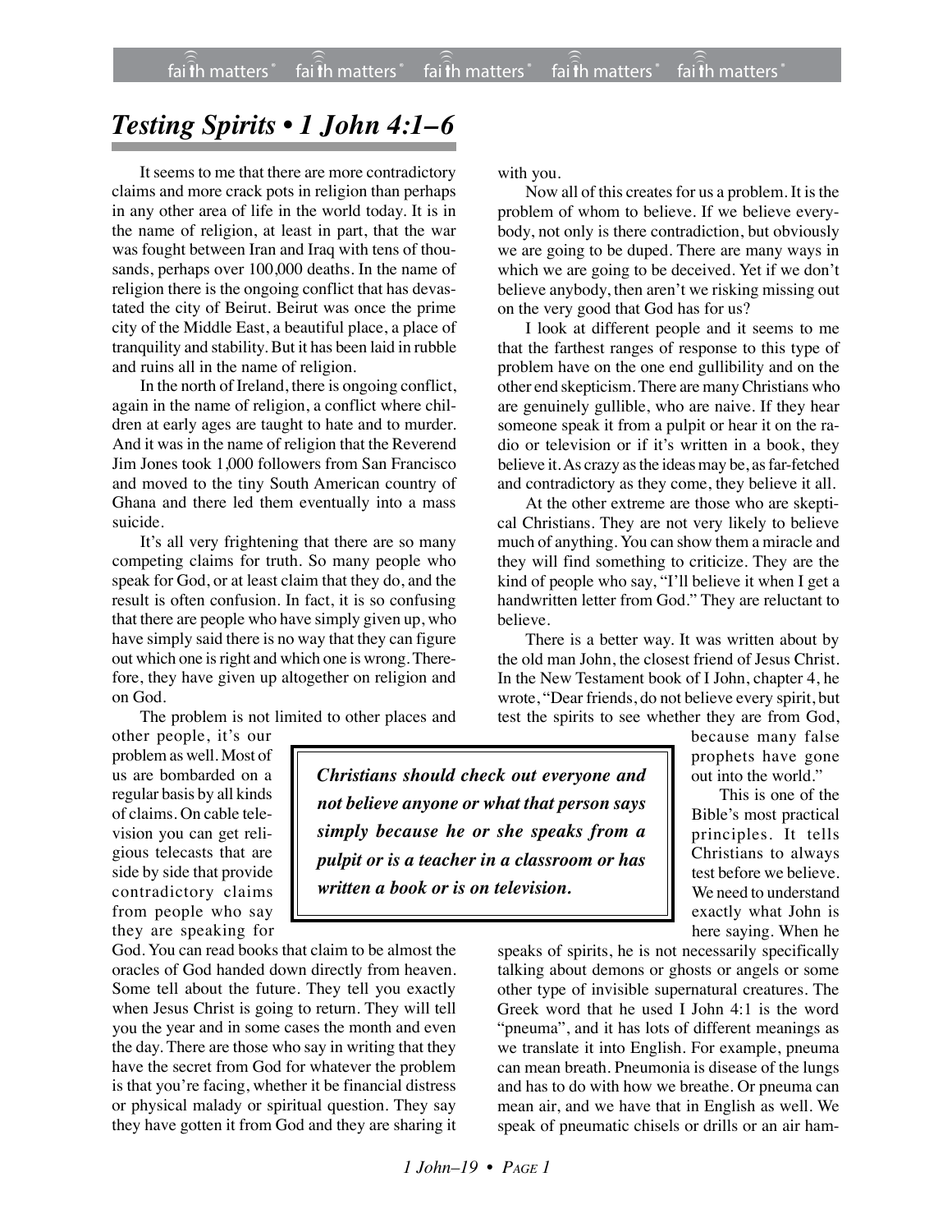# *Testing Spirits • 1 John 4:1–6*

It seems to me that there are more contradictory claims and more crack pots in religion than perhaps in any other area of life in the world today. It is in the name of religion, at least in part, that the war was fought between Iran and Iraq with tens of thousands, perhaps over 100,000 deaths. In the name of religion there is the ongoing conflict that has devastated the city of Beirut. Beirut was once the prime city of the Middle East, a beautiful place, a place of tranquility and stability. But it has been laid in rubble and ruins all in the name of religion.

In the north of Ireland, there is ongoing conflict, again in the name of religion, a conflict where children at early ages are taught to hate and to murder. And it was in the name of religion that the Reverend Jim Jones took 1,000 followers from San Francisco and moved to the tiny South American country of Ghana and there led them eventually into a mass suicide.

It's all very frightening that there are so many competing claims for truth. So many people who speak for God, or at least claim that they do, and the result is often confusion. In fact, it is so confusing that there are people who have simply given up, who have simply said there is no way that they can figure out which one is right and which one is wrong. Therefore, they have given up altogether on religion and on God.

The problem is not limited to other places and other people, it's our problem as well. Most of us are bombarded on a regular basis by all kinds of claims. On cable television you can get religious telecasts that are side by side that provide contradictory claims from people who say they are speaking for God. You can read books that claim to be almost the oracles of God handed down directly from heaven. Some tell about the future. They tell you exactly when Jesus Christ is going to return. They will tell you the year and in some cases the month and even the day. There are those who say in writing that they have the secret from God for whatever the problem is that you're facing, whether it be financial distress or physical malady or spiritual question. They say they have gotten it from God and they are sharing it with you.

> ***Christians should check out everyone and not believe anyone or what that person says simply because he or she speaks from a pulpit or is a teacher in a classroom or has written a book or is on television.***

Now all of this creates for us a problem. It is the problem of whom to believe. If we believe everybody, not only is there contradiction, but obviously we are going to be duped. There are many ways in which we are going to be deceived. Yet if we don't believe anybody, then aren't we risking missing out on the very good that God has for us?

I look at different people and it seems to me that the farthest ranges of response to this type of problem have on the one end gullibility and on the other end skepticism. There are many Christians who are genuinely gullible, who are naive. If they hear someone speak it from a pulpit or hear it on the radio or television or if it's written in a book, they believe it. As crazy as the ideas may be, as far-fetched and contradictory as they come, they believe it all.

At the other extreme are those who are skeptical Christians. They are not very likely to believe much of anything. You can show them a miracle and they will find something to criticize. They are the kind of people who say, "I'll believe it when I get a handwritten letter from God." They are reluctant to believe.

There is a better way. It was written about by the old man John, the closest friend of Jesus Christ. In the New Testament book of I John, chapter 4, he wrote, "Dear friends, do not believe every spirit, but test the spirits to see whether they are from God, because many false prophets have gone out into the world."

This is one of the Bible's most practical principles. It tells Christians to always test before we believe. We need to understand exactly what John is here saying. When he speaks of spirits, he is not necessarily specifically talking about demons or ghosts or angels or some other type of invisible supernatural creatures. The Greek word that he used I John 4:1 is the word "pneuma", and it has lots of different meanings as we translate it into English. For example, pneuma can mean breath. Pneumonia is disease of the lungs and has to do with how we breathe. Or pneuma can mean air, and we have that in English as well. We speak of pneumatic chisels or drills or an air ham-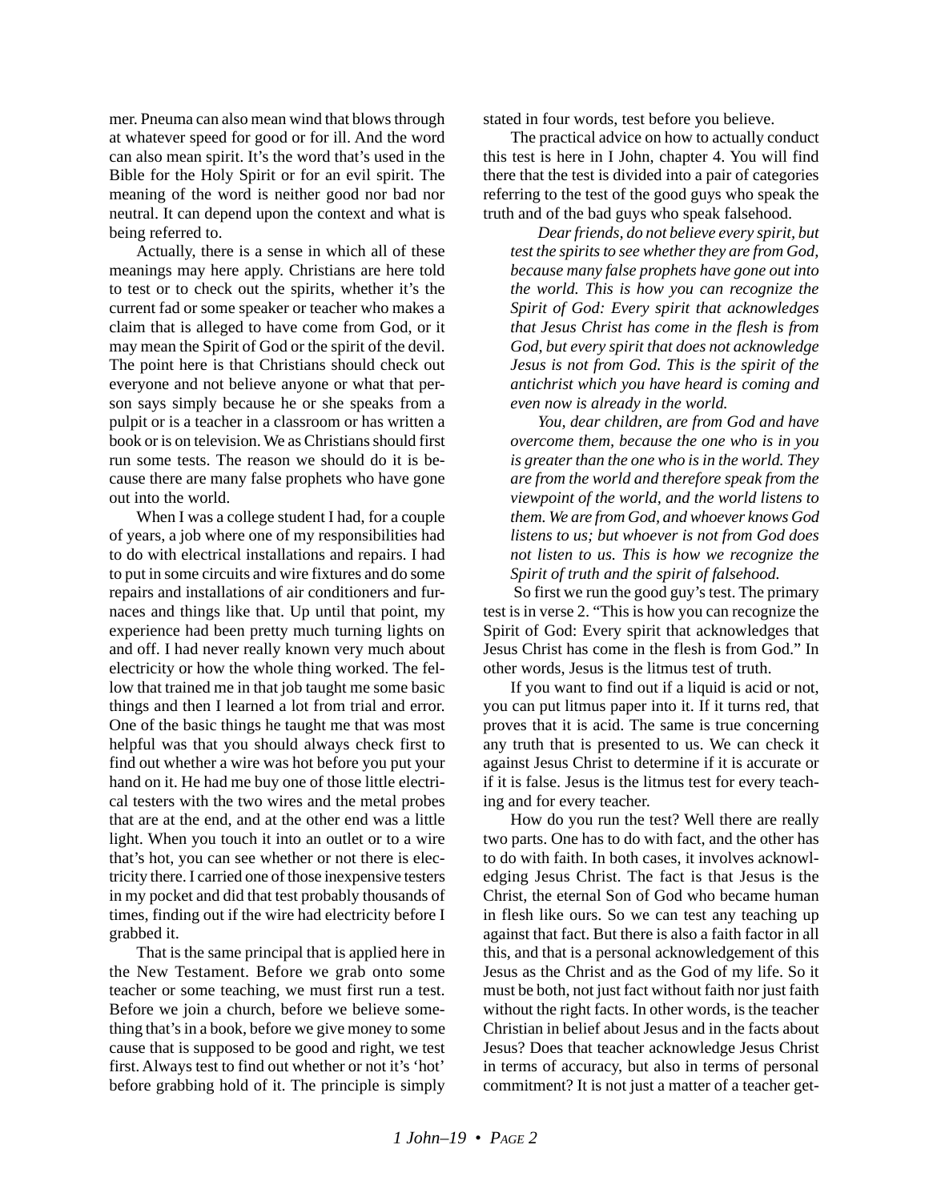mer. Pneuma can also mean wind that blows through at whatever speed for good or for ill. And the word can also mean spirit. It's the word that's used in the Bible for the Holy Spirit or for an evil spirit. The meaning of the word is neither good nor bad nor neutral. It can depend upon the context and what is being referred to.

Actually, there is a sense in which all of these meanings may here apply. Christians are here told to test or to check out the spirits, whether it's the current fad or some speaker or teacher who makes a claim that is alleged to have come from God, or it may mean the Spirit of God or the spirit of the devil. The point here is that Christians should check out everyone and not believe anyone or what that person says simply because he or she speaks from a pulpit or is a teacher in a classroom or has written a book or is on television. We as Christians should first run some tests. The reason we should do it is because there are many false prophets who have gone out into the world.

When I was a college student I had, for a couple of years, a job where one of my responsibilities had to do with electrical installations and repairs. I had to put in some circuits and wire fixtures and do some repairs and installations of air conditioners and furnaces and things like that. Up until that point, my experience had been pretty much turning lights on and off. I had never really known very much about electricity or how the whole thing worked. The fellow that trained me in that job taught me some basic things and then I learned a lot from trial and error. One of the basic things he taught me that was most helpful was that you should always check first to find out whether a wire was hot before you put your hand on it. He had me buy one of those little electrical testers with the two wires and the metal probes that are at the end, and at the other end was a little light. When you touch it into an outlet or to a wire that's hot, you can see whether or not there is electricity there. I carried one of those inexpensive testers in my pocket and did that test probably thousands of times, finding out if the wire had electricity before I grabbed it.

That is the same principal that is applied here in the New Testament. Before we grab onto some teacher or some teaching, we must first run a test. Before we join a church, before we believe something that's in a book, before we give money to some cause that is supposed to be good and right, we test first. Always test to find out whether or not it's 'hot' before grabbing hold of it. The principle is simply stated in four words, test before you believe.

The practical advice on how to actually conduct this test is here in I John, chapter 4. You will find there that the test is divided into a pair of categories referring to the test of the good guys who speak the truth and of the bad guys who speak falsehood.

> *Dear friends, do not believe every spirit, but test the spirits to see whether they are from God, because many false prophets have gone out into the world. This is how you can recognize the Spirit of God: Every spirit that acknowledges that Jesus Christ has come in the flesh is from God, but every spirit that does not acknowledge Jesus is not from God. This is the spirit of the antichrist which you have heard is coming and even now is already in the world.*
>
> *You, dear children, are from God and have overcome them, because the one who is in you is greater than the one who is in the world. They are from the world and therefore speak from the viewpoint of the world, and the world listens to them. We are from God, and whoever knows God listens to us; but whoever is not from God does not listen to us. This is how we recognize the Spirit of truth and the spirit of falsehood.*

So first we run the good guy's test. The primary test is in verse 2. "This is how you can recognize the Spirit of God: Every spirit that acknowledges that Jesus Christ has come in the flesh is from God." In other words, Jesus is the litmus test of truth.

If you want to find out if a liquid is acid or not, you can put litmus paper into it. If it turns red, that proves that it is acid. The same is true concerning any truth that is presented to us. We can check it against Jesus Christ to determine if it is accurate or if it is false. Jesus is the litmus test for every teaching and for every teacher.

How do you run the test? Well there are really two parts. One has to do with fact, and the other has to do with faith. In both cases, it involves acknowledging Jesus Christ. The fact is that Jesus is the Christ, the eternal Son of God who became human in flesh like ours. So we can test any teaching up against that fact. But there is also a faith factor in all this, and that is a personal acknowledgement of this Jesus as the Christ and as the God of my life. So it must be both, not just fact without faith nor just faith without the right facts. In other words, is the teacher Christian in belief about Jesus and in the facts about Jesus? Does that teacher acknowledge Jesus Christ in terms of accuracy, but also in terms of personal commitment? It is not just a matter of a teacher get-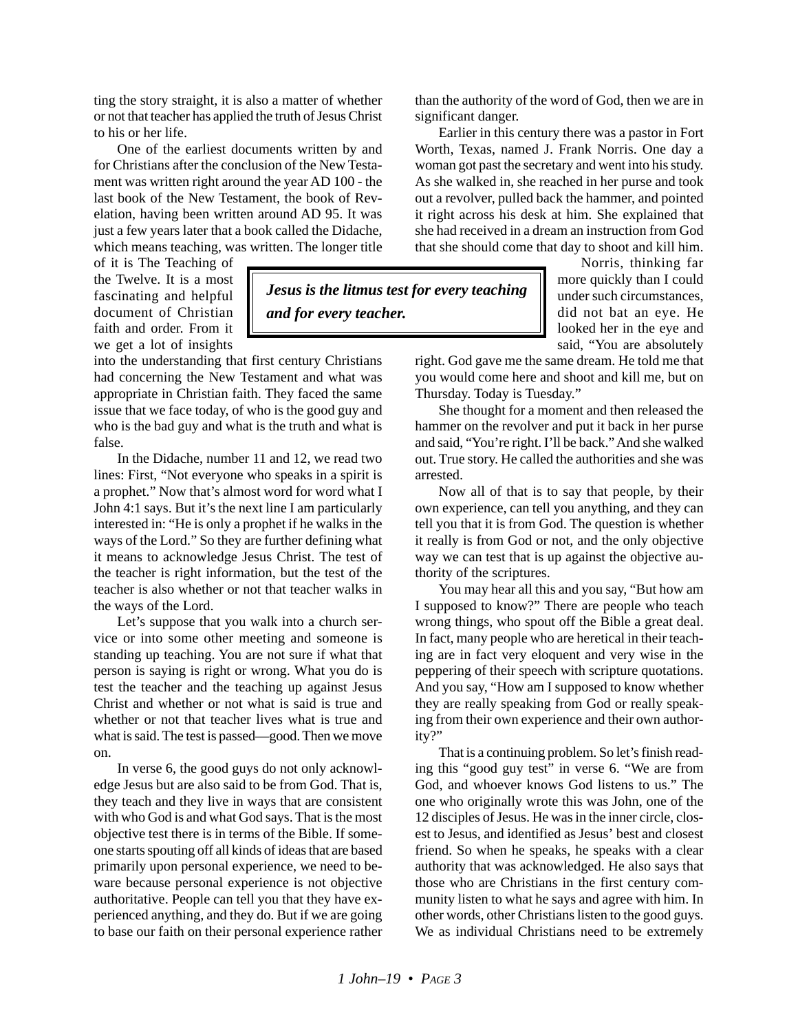ting the story straight, it is also a matter of whether or not that teacher has applied the truth of Jesus Christ to his or her life.

One of the earliest documents written by and for Christians after the conclusion of the New Testament was written right around the year AD 100 - the last book of the New Testament, the book of Revelation, having been written around AD 95. It was just a few years later that a book called the Didache, which means teaching, was written. The longer title of it is The Teaching of the Twelve. It is a most fascinating and helpful document of Christian faith and order. From it we get a lot of insights into the understanding that first century Christians had concerning the New Testament and what was appropriate in Christian faith. They faced the same issue that we face today, of who is the good guy and who is the bad guy and what is the truth and what is false.

> ***Jesus is the litmus test for every teaching and for every teacher.***

In the Didache, number 11 and 12, we read two lines: First, "Not everyone who speaks in a spirit is a prophet." Now that's almost word for word what I John 4:1 says. But it's the next line I am particularly interested in: "He is only a prophet if he walks in the ways of the Lord." So they are further defining what it means to acknowledge Jesus Christ. The test of the teacher is right information, but the test of the teacher is also whether or not that teacher walks in the ways of the Lord.

Let's suppose that you walk into a church service or into some other meeting and someone is standing up teaching. You are not sure if what that person is saying is right or wrong. What you do is test the teacher and the teaching up against Jesus Christ and whether or not what is said is true and whether or not that teacher lives what is true and what is said. The test is passed—good. Then we move on.

In verse 6, the good guys do not only acknowledge Jesus but are also said to be from God. That is, they teach and they live in ways that are consistent with who God is and what God says. That is the most objective test there is in terms of the Bible. If someone starts spouting off all kinds of ideas that are based primarily upon personal experience, we need to beware because personal experience is not objective authoritative. People can tell you that they have experienced anything, and they do. But if we are going to base our faith on their personal experience rather than the authority of the word of God, then we are in significant danger.

Earlier in this century there was a pastor in Fort Worth, Texas, named J. Frank Norris. One day a woman got past the secretary and went into his study. As she walked in, she reached in her purse and took out a revolver, pulled back the hammer, and pointed it right across his desk at him. She explained that she had received in a dream an instruction from God that she should come that day to shoot and kill him.

Norris, thinking far more quickly than I could under such circumstances, did not bat an eye. He looked her in the eye and said, "You are absolutely right. God gave me the same dream. He told me that you would come here and shoot and kill me, but on Thursday. Today is Tuesday."

She thought for a moment and then released the hammer on the revolver and put it back in her purse and said, "You're right. I'll be back." And she walked out. True story. He called the authorities and she was arrested.

Now all of that is to say that people, by their own experience, can tell you anything, and they can tell you that it is from God. The question is whether it really is from God or not, and the only objective way we can test that is up against the objective authority of the scriptures.

You may hear all this and you say, "But how am I supposed to know?" There are people who teach wrong things, who spout off the Bible a great deal. In fact, many people who are heretical in their teaching are in fact very eloquent and very wise in the peppering of their speech with scripture quotations. And you say, "How am I supposed to know whether they are really speaking from God or really speaking from their own experience and their own authority?"

That is a continuing problem. So let's finish reading this "good guy test" in verse 6. "We are from God, and whoever knows God listens to us." The one who originally wrote this was John, one of the 12 disciples of Jesus. He was in the inner circle, closest to Jesus, and identified as Jesus' best and closest friend. So when he speaks, he speaks with a clear authority that was acknowledged. He also says that those who are Christians in the first century community listen to what he says and agree with him. In other words, other Christians listen to the good guys. We as individual Christians need to be extremely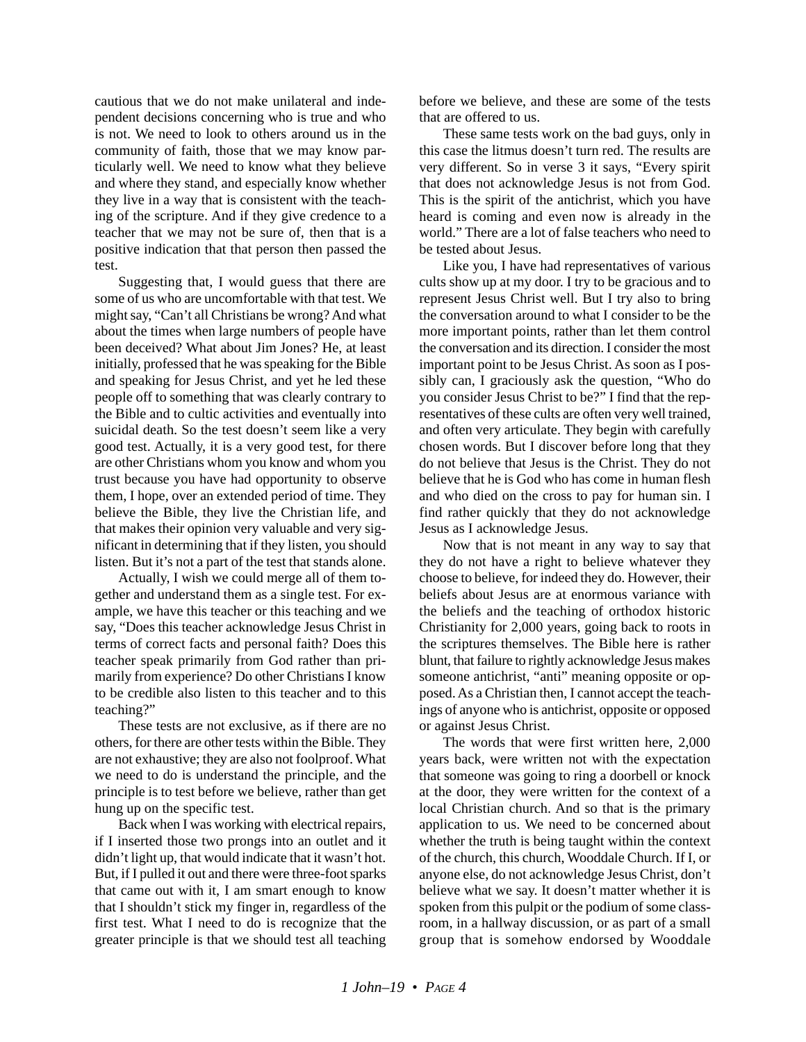cautious that we do not make unilateral and independent decisions concerning who is true and who is not. We need to look to others around us in the community of faith, those that we may know particularly well. We need to know what they believe and where they stand, and especially know whether they live in a way that is consistent with the teaching of the scripture. And if they give credence to a teacher that we may not be sure of, then that is a positive indication that that person then passed the test.

Suggesting that, I would guess that there are some of us who are uncomfortable with that test. We might say, "Can't all Christians be wrong? And what about the times when large numbers of people have been deceived? What about Jim Jones? He, at least initially, professed that he was speaking for the Bible and speaking for Jesus Christ, and yet he led these people off to something that was clearly contrary to the Bible and to cultic activities and eventually into suicidal death. So the test doesn't seem like a very good test. Actually, it is a very good test, for there are other Christians whom you know and whom you trust because you have had opportunity to observe them, I hope, over an extended period of time. They believe the Bible, they live the Christian life, and that makes their opinion very valuable and very significant in determining that if they listen, you should listen. But it's not a part of the test that stands alone.

Actually, I wish we could merge all of them together and understand them as a single test. For example, we have this teacher or this teaching and we say, "Does this teacher acknowledge Jesus Christ in terms of correct facts and personal faith? Does this teacher speak primarily from God rather than primarily from experience? Do other Christians I know to be credible also listen to this teacher and to this teaching?"

These tests are not exclusive, as if there are no others, for there are other tests within the Bible. They are not exhaustive; they are also not foolproof. What we need to do is understand the principle, and the principle is to test before we believe, rather than get hung up on the specific test.

Back when I was working with electrical repairs, if I inserted those two prongs into an outlet and it didn't light up, that would indicate that it wasn't hot. But, if I pulled it out and there were three-foot sparks that came out with it, I am smart enough to know that I shouldn't stick my finger in, regardless of the first test. What I need to do is recognize that the greater principle is that we should test all teaching before we believe, and these are some of the tests that are offered to us.

These same tests work on the bad guys, only in this case the litmus doesn't turn red. The results are very different. So in verse 3 it says, "Every spirit that does not acknowledge Jesus is not from God. This is the spirit of the antichrist, which you have heard is coming and even now is already in the world." There are a lot of false teachers who need to be tested about Jesus.

Like you, I have had representatives of various cults show up at my door. I try to be gracious and to represent Jesus Christ well. But I try also to bring the conversation around to what I consider to be the more important points, rather than let them control the conversation and its direction. I consider the most important point to be Jesus Christ. As soon as I possibly can, I graciously ask the question, "Who do you consider Jesus Christ to be?" I find that the representatives of these cults are often very well trained, and often very articulate. They begin with carefully chosen words. But I discover before long that they do not believe that Jesus is the Christ. They do not believe that he is God who has come in human flesh and who died on the cross to pay for human sin. I find rather quickly that they do not acknowledge Jesus as I acknowledge Jesus.

Now that is not meant in any way to say that they do not have a right to believe whatever they choose to believe, for indeed they do. However, their beliefs about Jesus are at enormous variance with the beliefs and the teaching of orthodox historic Christianity for 2,000 years, going back to roots in the scriptures themselves. The Bible here is rather blunt, that failure to rightly acknowledge Jesus makes someone antichrist, "anti" meaning opposite or opposed. As a Christian then, I cannot accept the teachings of anyone who is antichrist, opposite or opposed or against Jesus Christ.

The words that were first written here, 2,000 years back, were written not with the expectation that someone was going to ring a doorbell or knock at the door, they were written for the context of a local Christian church. And so that is the primary application to us. We need to be concerned about whether the truth is being taught within the context of the church, this church, Wooddale Church. If I, or anyone else, do not acknowledge Jesus Christ, don't believe what we say. It doesn't matter whether it is spoken from this pulpit or the podium of some classroom, in a hallway discussion, or as part of a small group that is somehow endorsed by Wooddale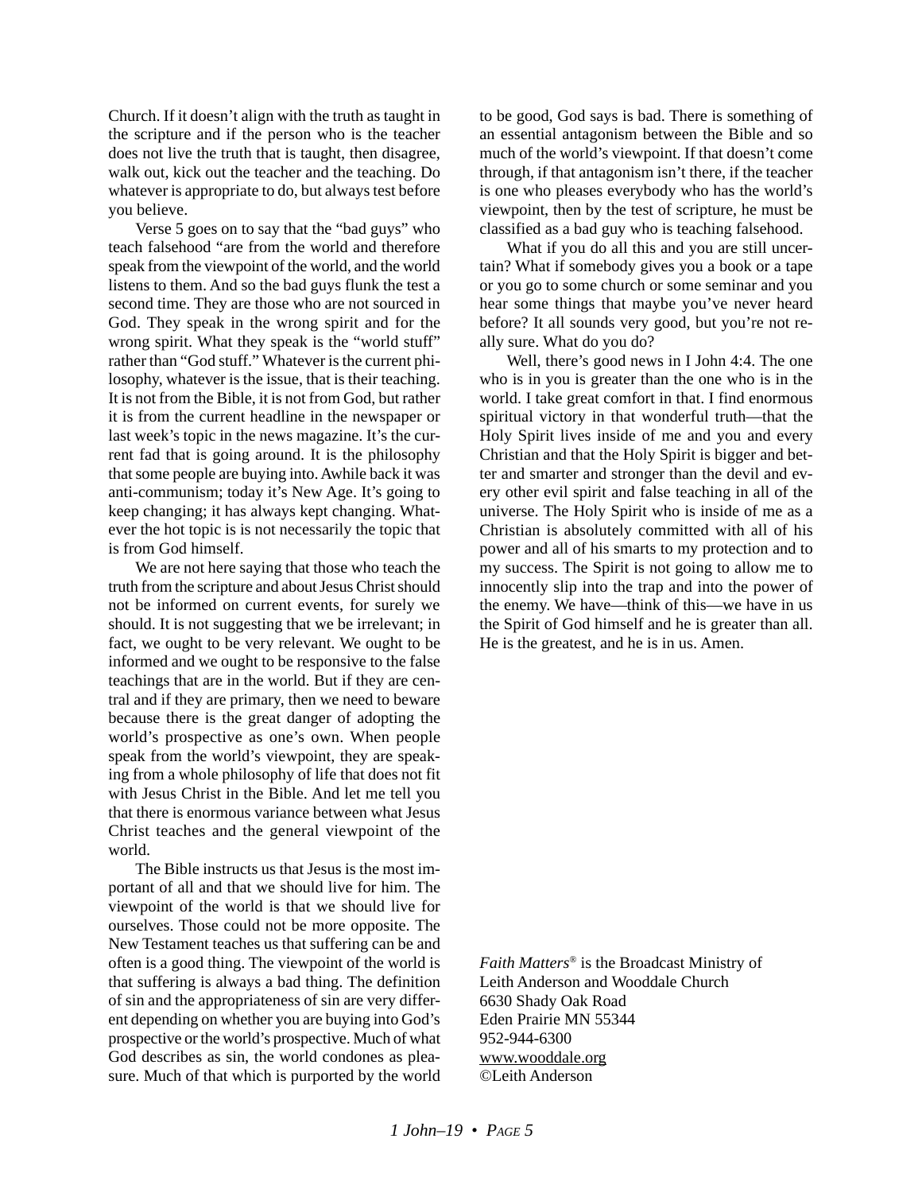Church. If it doesn't align with the truth as taught in the scripture and if the person who is the teacher does not live the truth that is taught, then disagree, walk out, kick out the teacher and the teaching. Do whatever is appropriate to do, but always test before you believe.

Verse 5 goes on to say that the "bad guys" who teach falsehood "are from the world and therefore speak from the viewpoint of the world, and the world listens to them. And so the bad guys flunk the test a second time. They are those who are not sourced in God. They speak in the wrong spirit and for the wrong spirit. What they speak is the "world stuff" rather than "God stuff." Whatever is the current philosophy, whatever is the issue, that is their teaching. It is not from the Bible, it is not from God, but rather it is from the current headline in the newspaper or last week's topic in the news magazine. It's the current fad that is going around. It is the philosophy that some people are buying into. Awhile back it was anti-communism; today it's New Age. It's going to keep changing; it has always kept changing. Whatever the hot topic is is not necessarily the topic that is from God himself.

We are not here saying that those who teach the truth from the scripture and about Jesus Christ should not be informed on current events, for surely we should. It is not suggesting that we be irrelevant; in fact, we ought to be very relevant. We ought to be informed and we ought to be responsive to the false teachings that are in the world. But if they are central and if they are primary, then we need to beware because there is the great danger of adopting the world's prospective as one's own. When people speak from the world's viewpoint, they are speaking from a whole philosophy of life that does not fit with Jesus Christ in the Bible. And let me tell you that there is enormous variance between what Jesus Christ teaches and the general viewpoint of the world.

The Bible instructs us that Jesus is the most important of all and that we should live for him. The viewpoint of the world is that we should live for ourselves. Those could not be more opposite. The New Testament teaches us that suffering can be and often is a good thing. The viewpoint of the world is that suffering is always a bad thing. The definition of sin and the appropriateness of sin are very different depending on whether you are buying into God's prospective or the world's prospective. Much of what God describes as sin, the world condones as pleasure. Much of that which is purported by the world to be good, God says is bad. There is something of an essential antagonism between the Bible and so much of the world's viewpoint. If that doesn't come through, if that antagonism isn't there, if the teacher is one who pleases everybody who has the world's viewpoint, then by the test of scripture, he must be classified as a bad guy who is teaching falsehood.

What if you do all this and you are still uncertain? What if somebody gives you a book or a tape or you go to some church or some seminar and you hear some things that maybe you've never heard before? It all sounds very good, but you're not really sure. What do you do?

Well, there's good news in I John 4:4. The one who is in you is greater than the one who is in the world. I take great comfort in that. I find enormous spiritual victory in that wonderful truth—that the Holy Spirit lives inside of me and you and every Christian and that the Holy Spirit is bigger and better and smarter and stronger than the devil and every other evil spirit and false teaching in all of the universe. The Holy Spirit who is inside of me as a Christian is absolutely committed with all of his power and all of his smarts to my protection and to my success. The Spirit is not going to allow me to innocently slip into the trap and into the power of the enemy. We have—think of this—we have in us the Spirit of God himself and he is greater than all. He is the greatest, and he is in us. Amen.

*Faith Matters*® is the Broadcast Ministry of
Leith Anderson and Wooddale Church
6630 Shady Oak Road
Eden Prairie MN 55344
952-944-6300
www.wooddale.org
©Leith Anderson